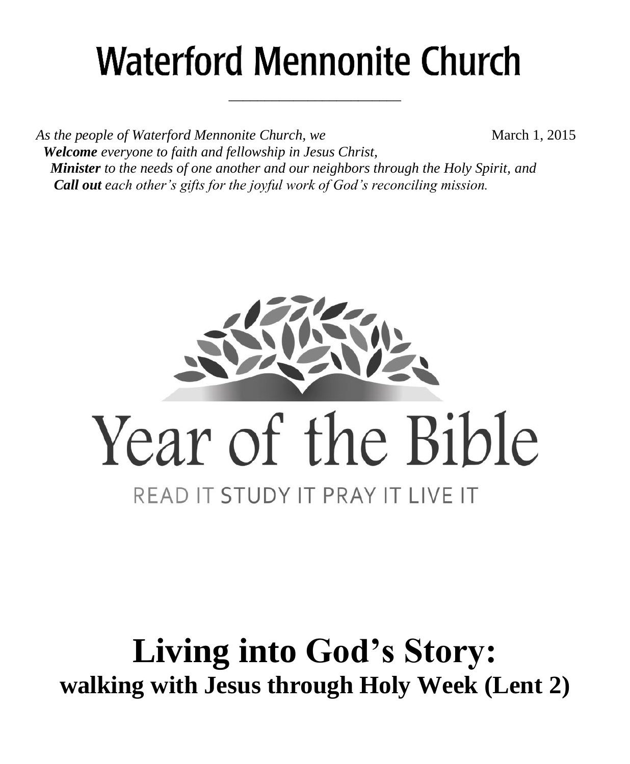# Waterford Mennonite Church

*As the people of Waterford Mennonite Church, we* March 1, 2015

***Welcome*** *everyone to faith and fellowship in Jesus Christ,*

***Minister*** *to the needs of one another and our neighbors through the Holy Spirit, and*

***Call out*** *each other's gifts for the joyful work of God's reconciling mission.*

Year of the Bible

READ IT STUDY IT PRAY IT LIVE IT

# Living into God's Story:

## walking with Jesus through Holy Week (Lent 2)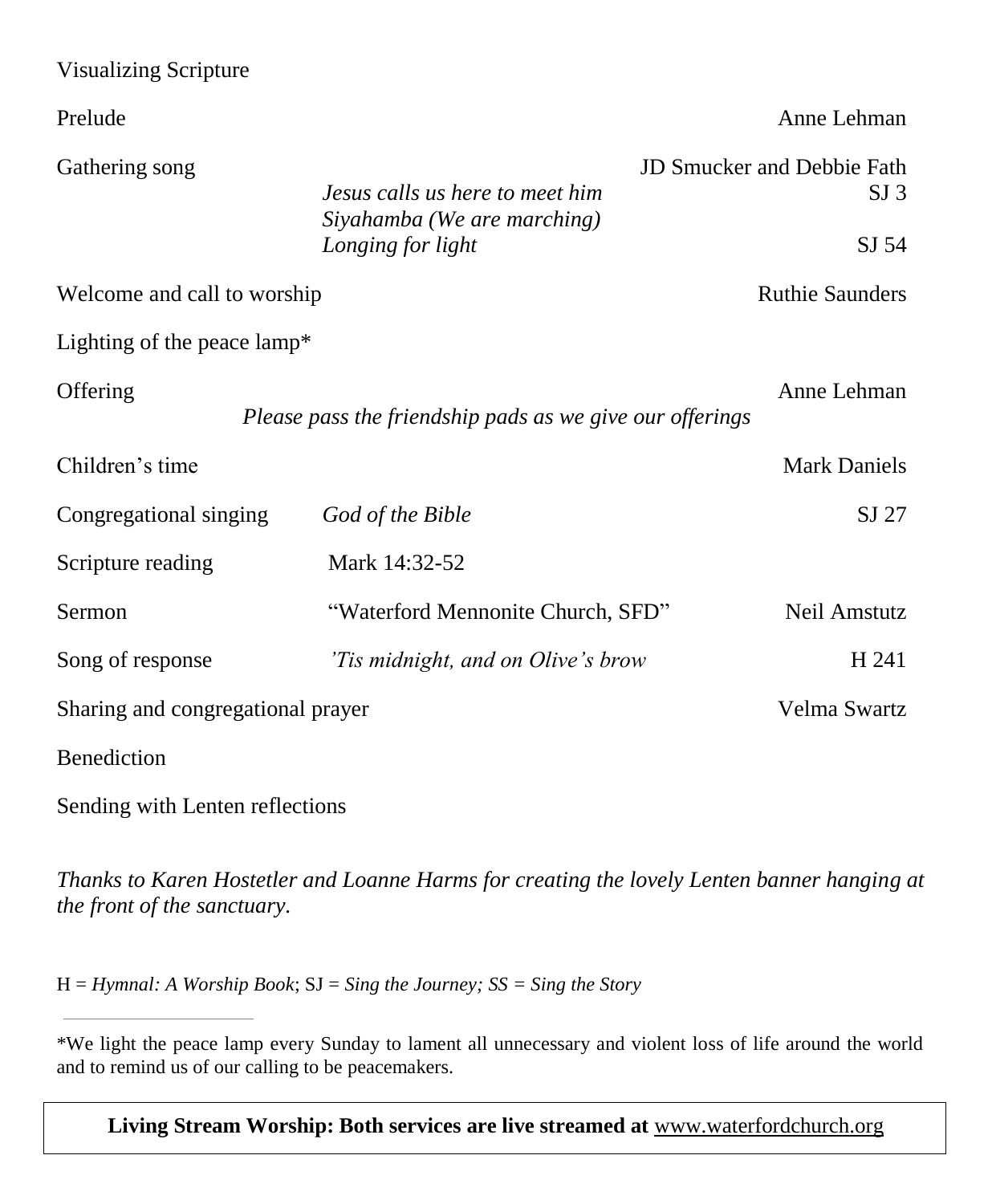Visualizing Scripture

| | | | |
|---|---|---|---|
| Prelude | | | Anne Lehman |
| Gathering song | | | JD Smucker and Debbie Fath |
| | *Jesus calls us here to meet him* | | SJ 3 |
| | *Siyahamba (We are marching)* | | |
| | *Longing for light* | | SJ 54 |
| Welcome and call to worship | | | Ruthie Saunders |
| Lighting of the peace lamp* | | | |
| Offering | | | Anne Lehman |
| | *Please pass the friendship pads as we give our offerings* | | |
| Children's time | | | Mark Daniels |
| Congregational singing | *God of the Bible* | | SJ 27 |
| Scripture reading | Mark 14:32-52 | | |
| Sermon | "Waterford Mennonite Church, SFD" | | Neil Amstutz |
| Song of response | *'Tis midnight, and on Olive's brow* | | H 241 |
| Sharing and congregational prayer | | | Velma Swartz |
| Benediction | | | |
| Sending with Lenten reflections | | | |

*Thanks to Karen Hostetler and Loanne Harms for creating the lovely Lenten banner hanging at the front of the sanctuary.*

H = *Hymnal: A Worship Book*; SJ = *Sing the Journey; SS = Sing the Story*

---

*We light the peace lamp every Sunday to lament all unnecessary and violent loss of life around the world and to remind us of our calling to be peacemakers.

**Living Stream Worship: Both services are live streamed at** www.waterfordchurch.org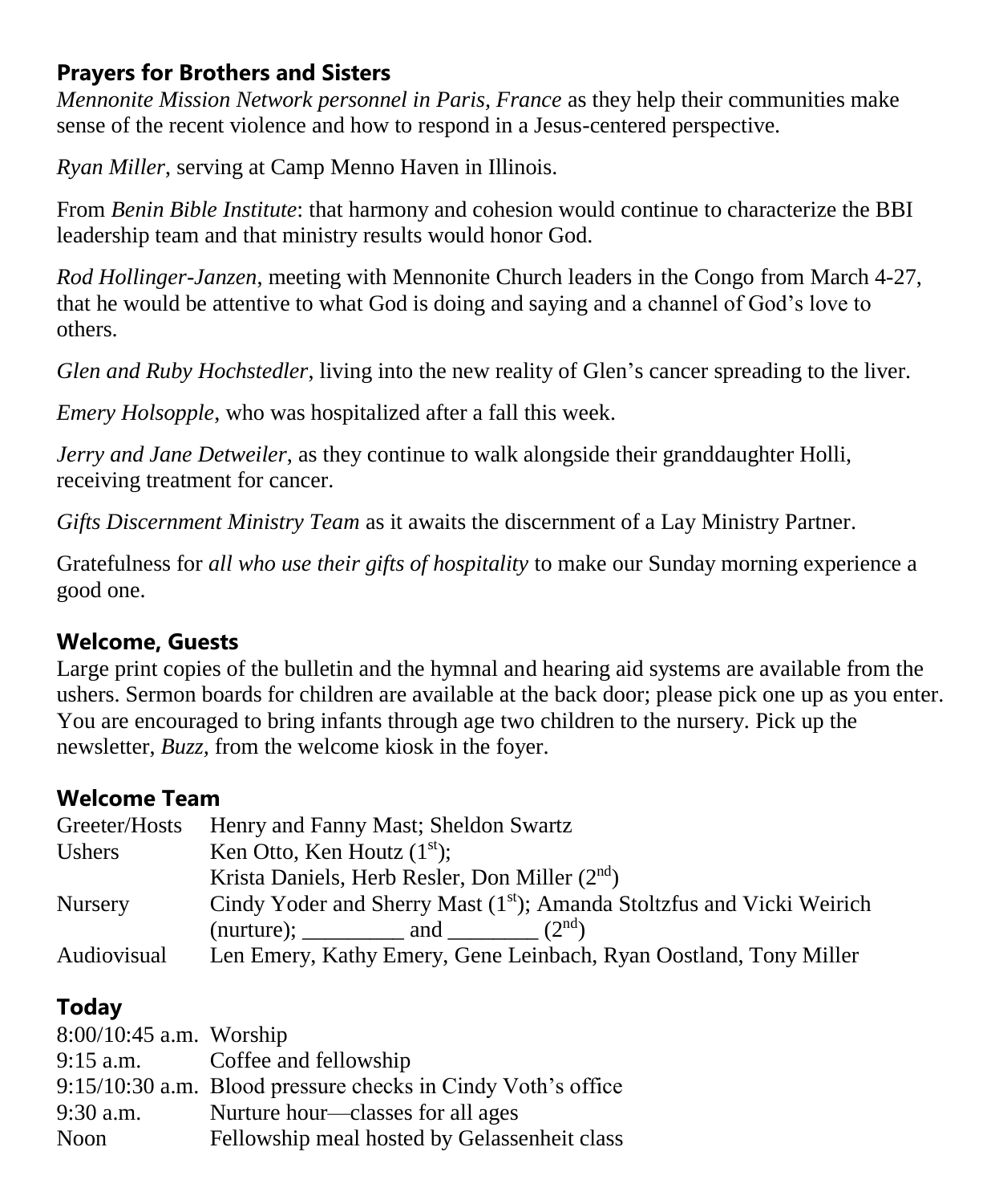## Prayers for Brothers and Sisters

*Mennonite Mission Network personnel in Paris, France* as they help their communities make sense of the recent violence and how to respond in a Jesus-centered perspective.

*Ryan Miller,* serving at Camp Menno Haven in Illinois.

From *Benin Bible Institute*: that harmony and cohesion would continue to characterize the BBI leadership team and that ministry results would honor God.

*Rod Hollinger-Janzen*, meeting with Mennonite Church leaders in the Congo from March 4-27, that he would be attentive to what God is doing and saying and a channel of God's love to others.

*Glen and Ruby Hochstedler*, living into the new reality of Glen's cancer spreading to the liver.

*Emery Holsopple*, who was hospitalized after a fall this week.

*Jerry and Jane Detweiler*, as they continue to walk alongside their granddaughter Holli, receiving treatment for cancer.

*Gifts Discernment Ministry Team* as it awaits the discernment of a Lay Ministry Partner.

Gratefulness for *all who use their gifts of hospitality* to make our Sunday morning experience a good one.

## Welcome, Guests

Large print copies of the bulletin and the hymnal and hearing aid systems are available from the ushers. Sermon boards for children are available at the back door; please pick one up as you enter. You are encouraged to bring infants through age two children to the nursery. Pick up the newsletter, *Buzz,* from the welcome kiosk in the foyer.

## Welcome Team

| | |
|---|---|
| Greeter/Hosts | Henry and Fanny Mast; Sheldon Swartz |
| Ushers | Ken Otto, Ken Houtz (1st); Krista Daniels, Herb Resler, Don Miller (2nd) |
| Nursery | Cindy Yoder and Sherry Mast (1st); Amanda Stoltzfus and Vicki Weirich (nurture); _________ and ________ (2nd) |
| Audiovisual | Len Emery, Kathy Emery, Gene Leinbach, Ryan Oostland, Tony Miller |

## Today

| | |
|---|---|
| 8:00/10:45 a.m. | Worship |
| 9:15 a.m. | Coffee and fellowship |
| 9:15/10:30 a.m. | Blood pressure checks in Cindy Voth's office |
| 9:30 a.m. | Nurture hour—classes for all ages |
| Noon | Fellowship meal hosted by Gelassenheit class |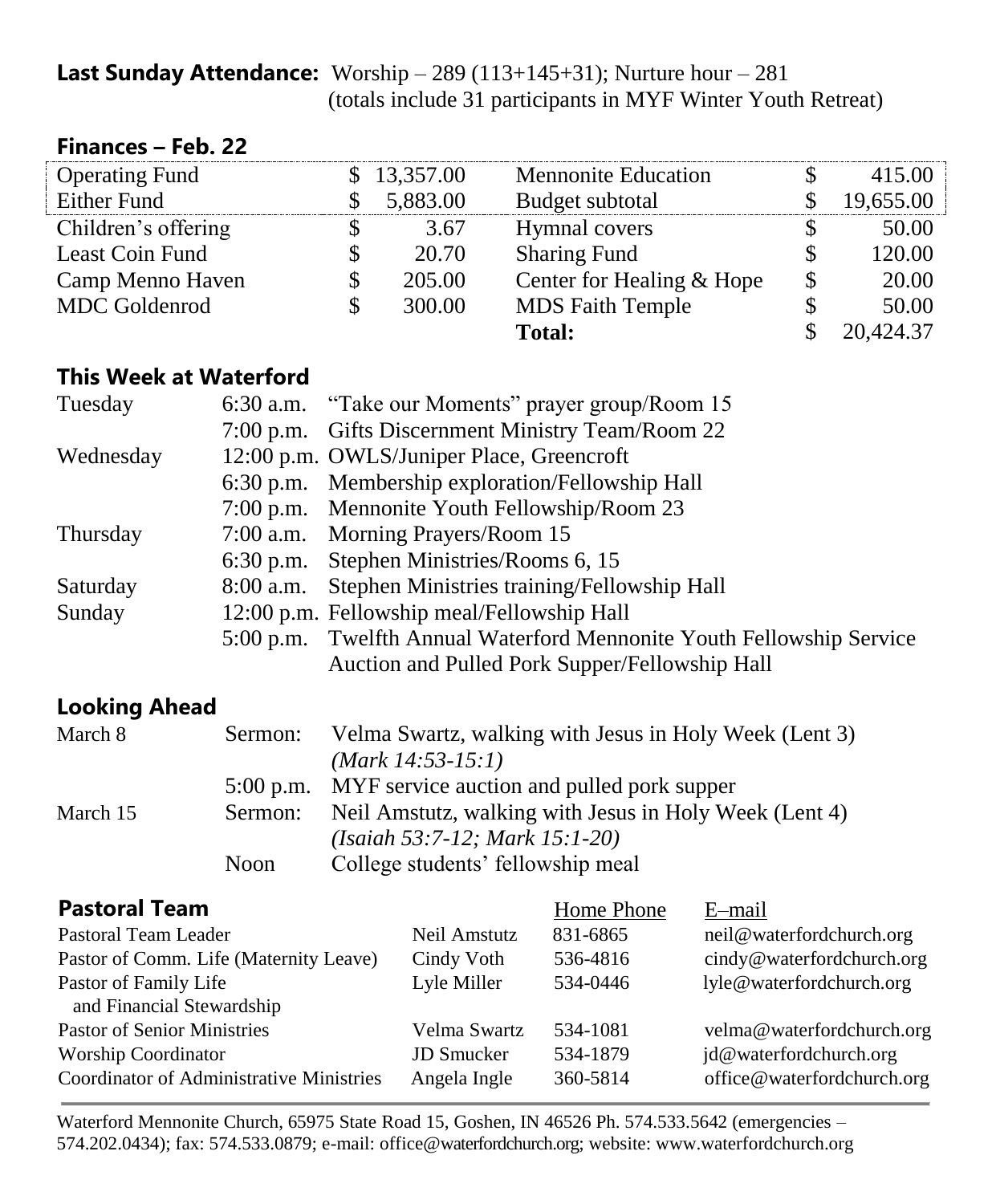**Last Sunday Attendance:** Worship – 289 (113+145+31); Nurture hour – 281 (totals include 31 participants in MYF Winter Youth Retreat)

## Finances – Feb. 22

| | | | |
|---|---|---|---|
| Operating Fund | $ 13,357.00 | Mennonite Education | $ 415.00 |
| Either Fund | $ 5,883.00 | Budget subtotal | $ 19,655.00 |
| Children's offering | $ 3.67 | Hymnal covers | $ 50.00 |
| Least Coin Fund | $ 20.70 | Sharing Fund | $ 120.00 |
| Camp Menno Haven | $ 205.00 | Center for Healing & Hope | $ 20.00 |
| MDC Goldenrod | $ 300.00 | MDS Faith Temple | $ 50.00 |
| | | **Total:** | $ 20,424.37 |

## This Week at Waterford

| | | |
|---|---|---|
| Tuesday | 6:30 a.m. | "Take our Moments" prayer group/Room 15 |
| | 7:00 p.m. | Gifts Discernment Ministry Team/Room 22 |
| Wednesday | 12:00 p.m. | OWLS/Juniper Place, Greencroft |
| | 6:30 p.m. | Membership exploration/Fellowship Hall |
| | 7:00 p.m. | Mennonite Youth Fellowship/Room 23 |
| Thursday | 7:00 a.m. | Morning Prayers/Room 15 |
| | 6:30 p.m. | Stephen Ministries/Rooms 6, 15 |
| Saturday | 8:00 a.m. | Stephen Ministries training/Fellowship Hall |
| Sunday | 12:00 p.m. | Fellowship meal/Fellowship Hall |
| | 5:00 p.m. | Twelfth Annual Waterford Mennonite Youth Fellowship Service Auction and Pulled Pork Supper/Fellowship Hall |

## Looking Ahead

| | | |
|---|---|---|
| March 8 | Sermon: | Velma Swartz, walking with Jesus in Holy Week (Lent 3) *(Mark 14:53-15:1)* |
| | 5:00 p.m. | MYF service auction and pulled pork supper |
| March 15 | Sermon: | Neil Amstutz, walking with Jesus in Holy Week (Lent 4) *(Isaiah 53:7-12; Mark 15:1-20)* |
| | Noon | College students' fellowship meal |

## Pastoral Team

| | | Home Phone | E–mail |
|---|---|---|---|
| Pastoral Team Leader | Neil Amstutz | 831-6865 | neil@waterfordchurch.org |
| Pastor of Comm. Life (Maternity Leave) | Cindy Voth | 536-4816 | cindy@waterfordchurch.org |
| Pastor of Family Life and Financial Stewardship | Lyle Miller | 534-0446 | lyle@waterfordchurch.org |
| Pastor of Senior Ministries | Velma Swartz | 534-1081 | velma@waterfordchurch.org |
| Worship Coordinator | JD Smucker | 534-1879 | jd@waterfordchurch.org |
| Coordinator of Administrative Ministries | Angela Ingle | 360-5814 | office@waterfordchurch.org |

Waterford Mennonite Church, 65975 State Road 15, Goshen, IN 46526 Ph. 574.533.5642 (emergencies – 574.202.0434); fax: 574.533.0879; e-mail: office@waterfordchurch.org; website: www.waterfordchurch.org